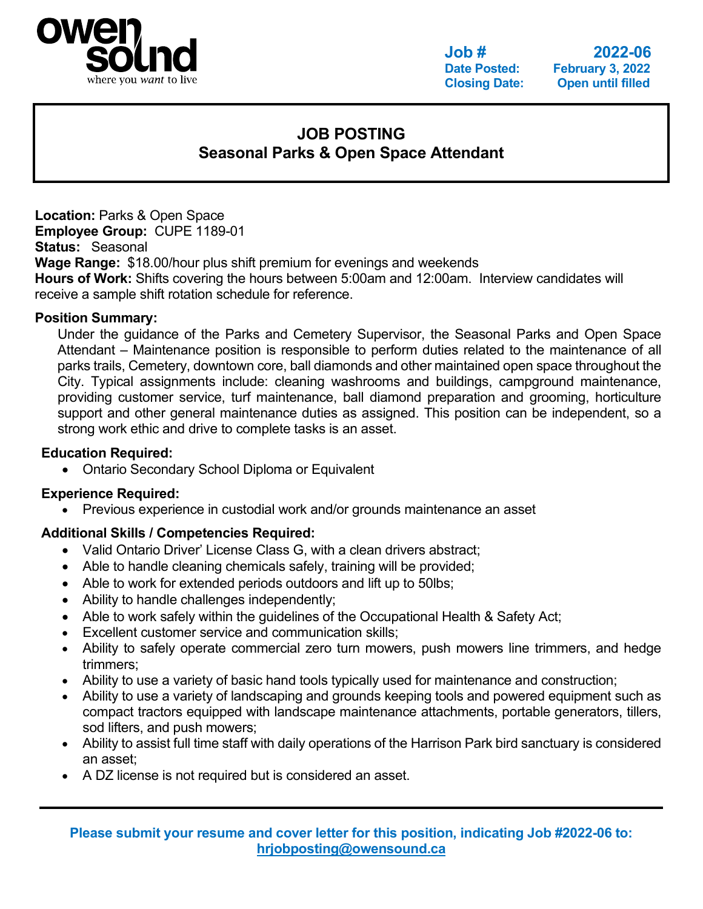owen sound
where you *want* to live

**Job #** 2022-06
**Date Posted:** February 3, 2022
**Closing Date:** Open until filled

# JOB POSTING
## Seasonal Parks & Open Space Attendant

**Location:** Parks & Open Space
**Employee Group:** CUPE 1189-01
**Status:** Seasonal
**Wage Range:** $18.00/hour plus shift premium for evenings and weekends
**Hours of Work:** Shifts covering the hours between 5:00am and 12:00am. Interview candidates will receive a sample shift rotation schedule for reference.

**Position Summary:**

Under the guidance of the Parks and Cemetery Supervisor, the Seasonal Parks and Open Space Attendant – Maintenance position is responsible to perform duties related to the maintenance of all parks trails, Cemetery, downtown core, ball diamonds and other maintained open space throughout the City. Typical assignments include: cleaning washrooms and buildings, campground maintenance, providing customer service, turf maintenance, ball diamond preparation and grooming, horticulture support and other general maintenance duties as assigned. This position can be independent, so a strong work ethic and drive to complete tasks is an asset.

**Education Required:**

- Ontario Secondary School Diploma or Equivalent

**Experience Required:**

- Previous experience in custodial work and/or grounds maintenance an asset

**Additional Skills / Competencies Required:**

- Valid Ontario Driver' License Class G, with a clean drivers abstract;
- Able to handle cleaning chemicals safely, training will be provided;
- Able to work for extended periods outdoors and lift up to 50lbs;
- Ability to handle challenges independently;
- Able to work safely within the guidelines of the Occupational Health & Safety Act;
- Excellent customer service and communication skills;
- Ability to safely operate commercial zero turn mowers, push mowers line trimmers, and hedge trimmers;
- Ability to use a variety of basic hand tools typically used for maintenance and construction;
- Ability to use a variety of landscaping and grounds keeping tools and powered equipment such as compact tractors equipped with landscape maintenance attachments, portable generators, tillers, sod lifters, and push mowers;
- Ability to assist full time staff with daily operations of the Harrison Park bird sanctuary is considered an asset;
- A DZ license is not required but is considered an asset.

---

**Please submit your resume and cover letter for this position, indicating Job #2022-06 to: hrjobposting@owensound.ca**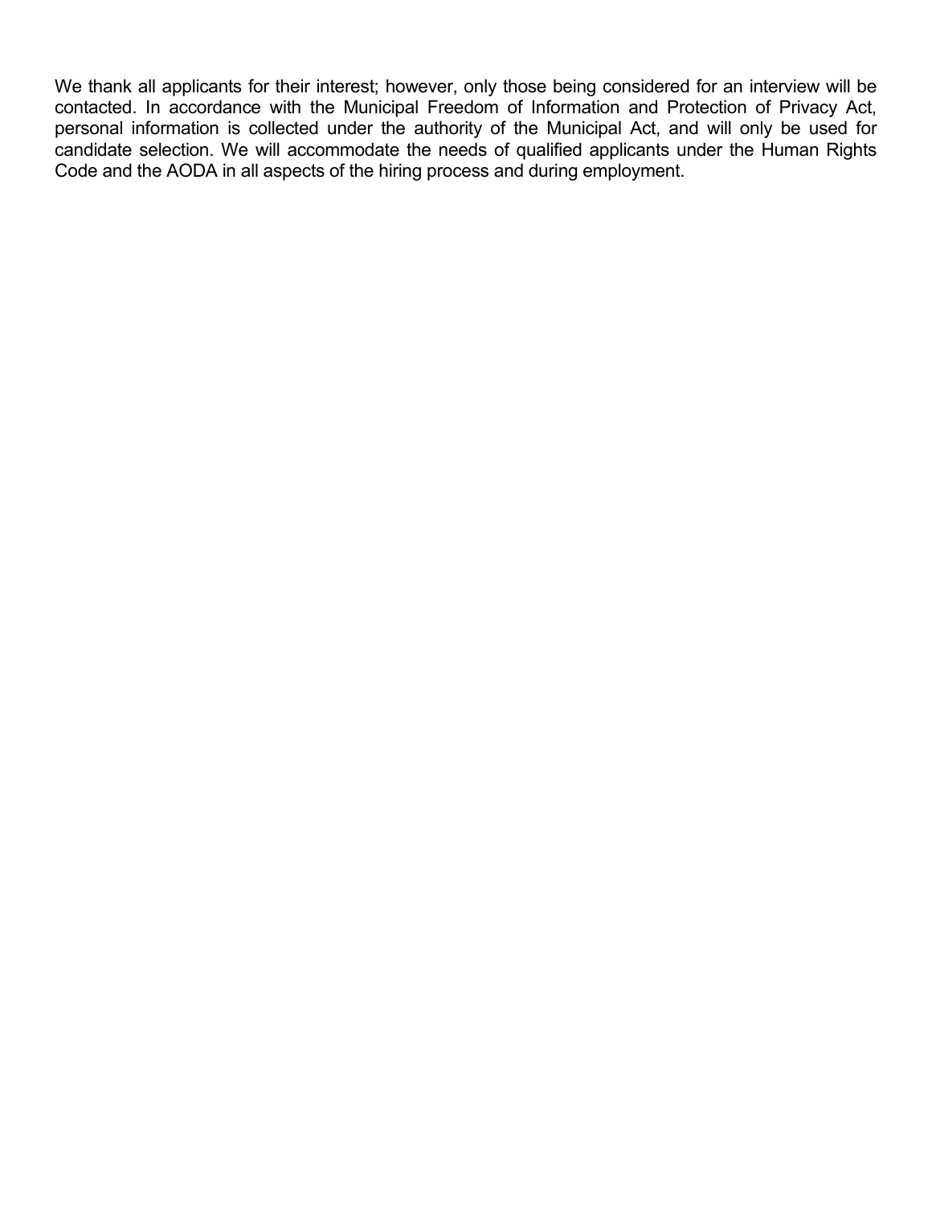We thank all applicants for their interest; however, only those being considered for an interview will be contacted. In accordance with the Municipal Freedom of Information and Protection of Privacy Act, personal information is collected under the authority of the Municipal Act, and will only be used for candidate selection. We will accommodate the needs of qualified applicants under the Human Rights Code and the AODA in all aspects of the hiring process and during employment.